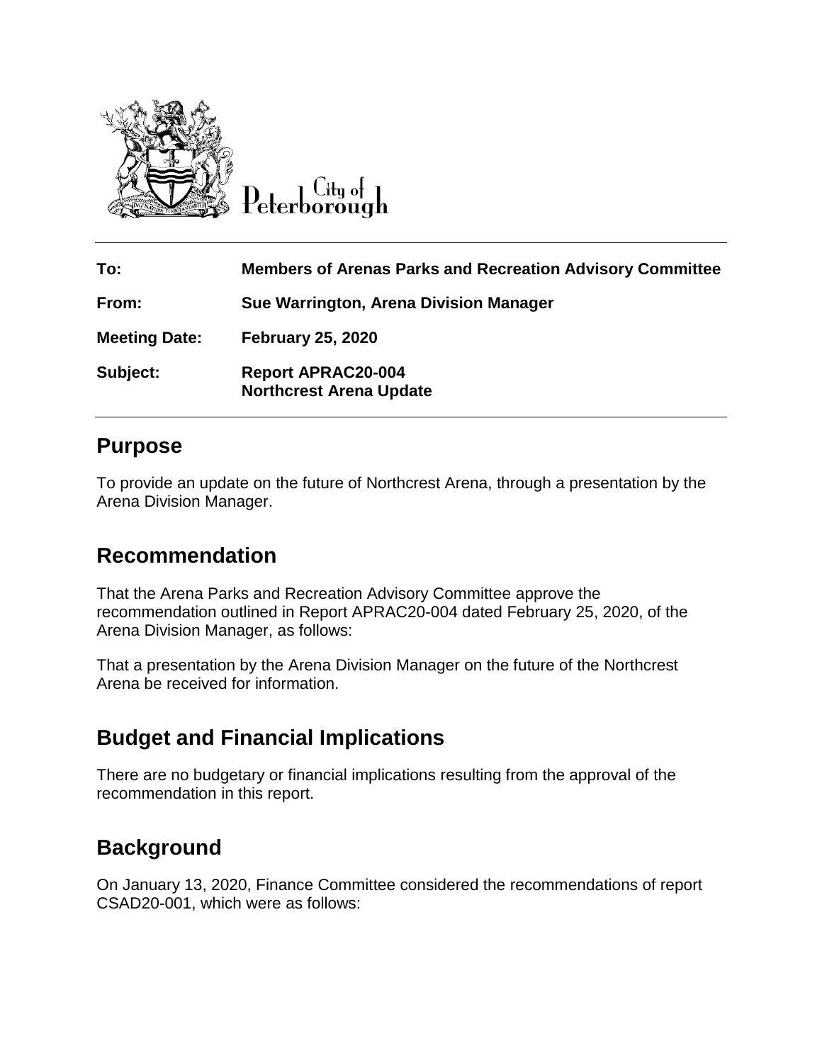City of Peterborough

| | |
|---|---|
| **To:** | **Members of Arenas Parks and Recreation Advisory Committee** |
| **From:** | **Sue Warrington, Arena Division Manager** |
| **Meeting Date:** | **February 25, 2020** |
| **Subject:** | **Report APRAC20-004**<br>**Northcrest Arena Update** |

## Purpose

To provide an update on the future of Northcrest Arena, through a presentation by the Arena Division Manager.

## Recommendation

That the Arena Parks and Recreation Advisory Committee approve the recommendation outlined in Report APRAC20-004 dated February 25, 2020, of the Arena Division Manager, as follows:

That a presentation by the Arena Division Manager on the future of the Northcrest Arena be received for information.

## Budget and Financial Implications

There are no budgetary or financial implications resulting from the approval of the recommendation in this report.

## Background

On January 13, 2020, Finance Committee considered the recommendations of report CSAD20-001, which were as follows: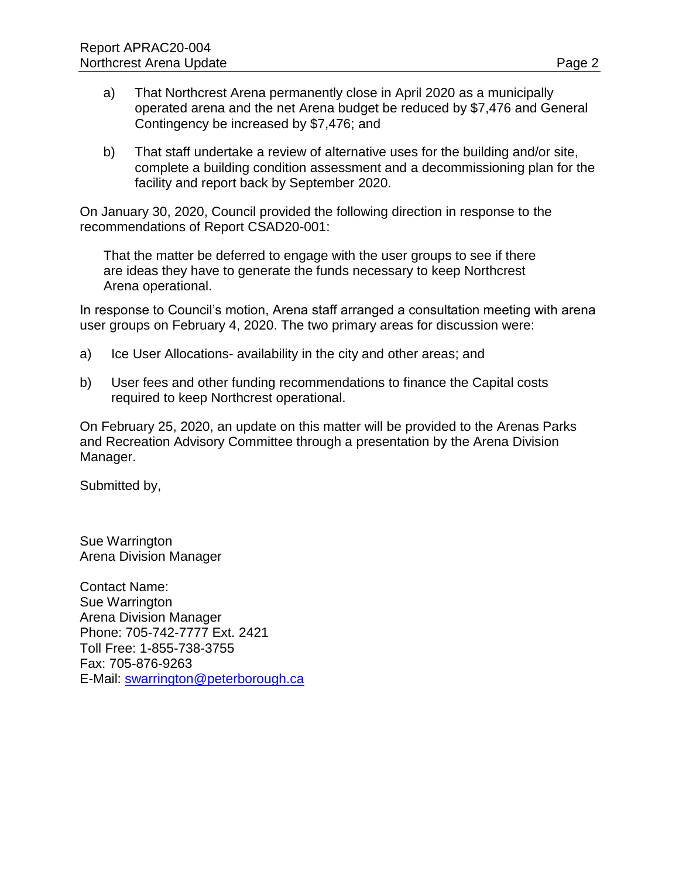a) That Northcrest Arena permanently close in April 2020 as a municipally operated arena and the net Arena budget be reduced by $7,476 and General Contingency be increased by $7,476; and

b) That staff undertake a review of alternative uses for the building and/or site, complete a building condition assessment and a decommissioning plan for the facility and report back by September 2020.

On January 30, 2020, Council provided the following direction in response to the recommendations of Report CSAD20-001:

> That the matter be deferred to engage with the user groups to see if there are ideas they have to generate the funds necessary to keep Northcrest Arena operational.

In response to Council's motion, Arena staff arranged a consultation meeting with arena user groups on February 4, 2020. The two primary areas for discussion were:

a) Ice User Allocations- availability in the city and other areas; and

b) User fees and other funding recommendations to finance the Capital costs required to keep Northcrest operational.

On February 25, 2020, an update on this matter will be provided to the Arenas Parks and Recreation Advisory Committee through a presentation by the Arena Division Manager.

Submitted by,

Sue Warrington
Arena Division Manager

Contact Name:
Sue Warrington
Arena Division Manager
Phone: 705-742-7777 Ext. 2421
Toll Free: 1-855-738-3755
Fax: 705-876-9263
E-Mail: swarrington@peterborough.ca